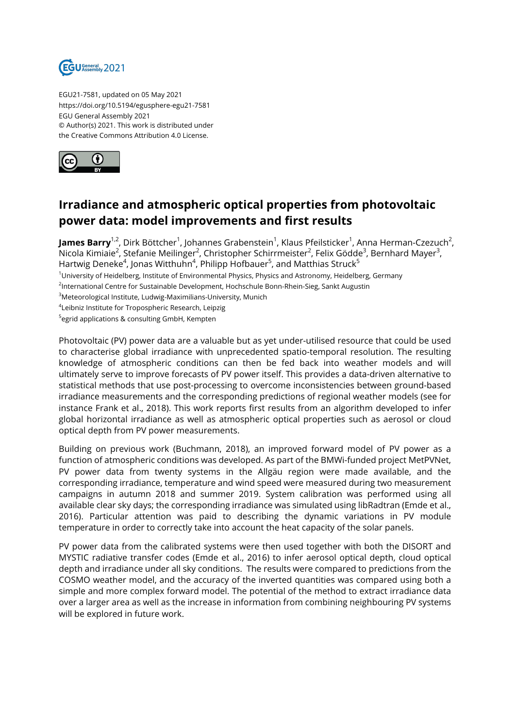EGU21-7581, updated on 05 May 2021
https://doi.org/10.5194/egusphere-egu21-7581
EGU General Assembly 2021
© Author(s) 2021. This work is distributed under
the Creative Commons Attribution 4.0 License.

# Irradiance and atmospheric optical properties from photovoltaic power data: model improvements and first results

**James Barry**[1,2], Dirk Böttcher[1], Johannes Grabenstein[1], Klaus Pfeilsticker[1], Anna Herman-Czezuch[2], Nicola Kimiaie[2], Stefanie Meilinger[2], Christopher Schirrmeister[2], Felix Gödde[3], Bernhard Mayer[3], Hartwig Deneke[4], Jonas Witthuhn[4], Philipp Hofbauer[5], and Matthias Struck[5]

[1]University of Heidelberg, Institute of Environmental Physics, Physics and Astronomy, Heidelberg, Germany
[2]International Centre for Sustainable Development, Hochschule Bonn-Rhein-Sieg, Sankt Augustin
[3]Meteorological Institute, Ludwig-Maximilians-University, Munich
[4]Leibniz Institute for Tropospheric Research, Leipzig
[5]egrid applications & consulting GmbH, Kempten

Photovoltaic (PV) power data are a valuable but as yet under-utilised resource that could be used to characterise global irradiance with unprecedented spatio-temporal resolution. The resulting knowledge of atmospheric conditions can then be fed back into weather models and will ultimately serve to improve forecasts of PV power itself. This provides a data-driven alternative to statistical methods that use post-processing to overcome inconsistencies between ground-based irradiance measurements and the corresponding predictions of regional weather models (see for instance Frank et al., 2018). This work reports first results from an algorithm developed to infer global horizontal irradiance as well as atmospheric optical properties such as aerosol or cloud optical depth from PV power measurements.

Building on previous work (Buchmann, 2018), an improved forward model of PV power as a function of atmospheric conditions was developed. As part of the BMWi-funded project MetPVNet, PV power data from twenty systems in the Allgäu region were made available, and the corresponding irradiance, temperature and wind speed were measured during two measurement campaigns in autumn 2018 and summer 2019. System calibration was performed using all available clear sky days; the corresponding irradiance was simulated using libRadtran (Emde et al., 2016). Particular attention was paid to describing the dynamic variations in PV module temperature in order to correctly take into account the heat capacity of the solar panels.

PV power data from the calibrated systems were then used together with both the DISORT and MYSTIC radiative transfer codes (Emde et al., 2016) to infer aerosol optical depth, cloud optical depth and irradiance under all sky conditions. The results were compared to predictions from the COSMO weather model, and the accuracy of the inverted quantities was compared using both a simple and more complex forward model. The potential of the method to extract irradiance data over a larger area as well as the increase in information from combining neighbouring PV systems will be explored in future work.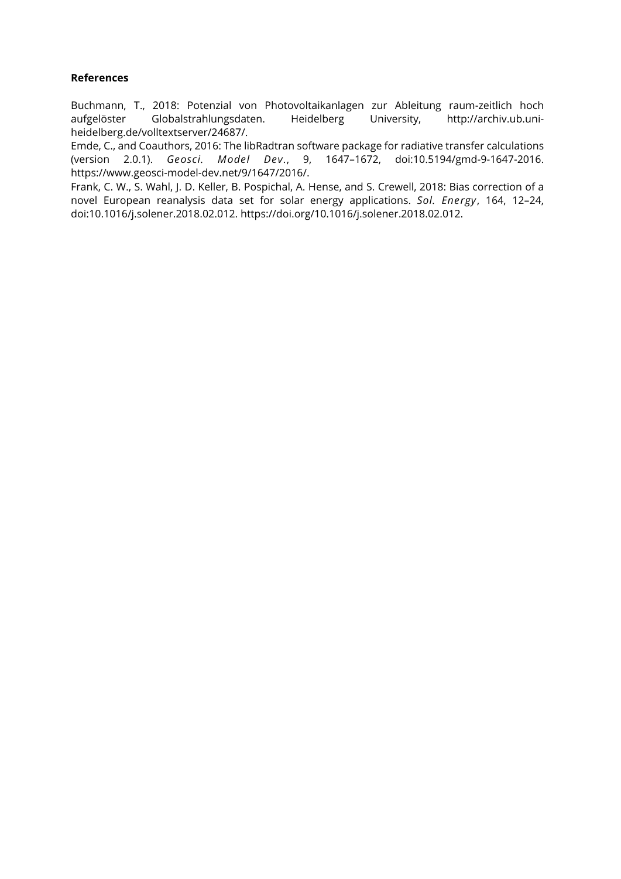**References**

Buchmann, T., 2018: Potenzial von Photovoltaikanlagen zur Ableitung raum-zeitlich hoch aufgelöster Globalstrahlungsdaten. Heidelberg University, http://archiv.ub.uni-heidelberg.de/volltextserver/24687/.

Emde, C., and Coauthors, 2016: The libRadtran software package for radiative transfer calculations (version 2.0.1). *Geosci. Model Dev.*, 9, 1647–1672, doi:10.5194/gmd-9-1647-2016. https://www.geosci-model-dev.net/9/1647/2016/.

Frank, C. W., S. Wahl, J. D. Keller, B. Pospichal, A. Hense, and S. Crewell, 2018: Bias correction of a novel European reanalysis data set for solar energy applications. *Sol. Energy*, 164, 12–24, doi:10.1016/j.solener.2018.02.012. https://doi.org/10.1016/j.solener.2018.02.012.